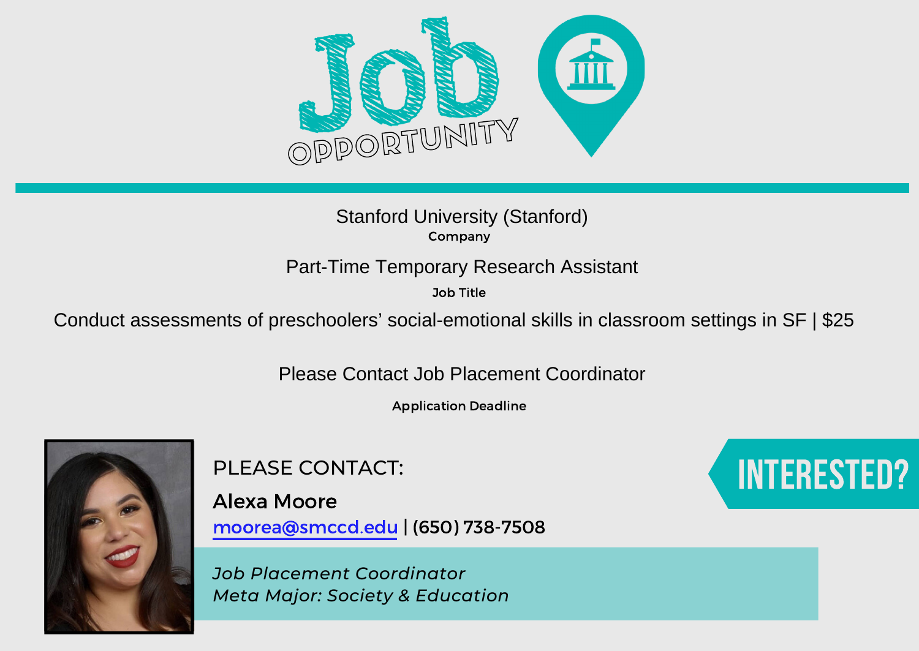# Job Opportunity

Stanford University (Stanford)

**Company**

Part-Time Temporary Research Assistant

**Job Title**

Conduct assessments of preschoolers' social-emotional skills in classroom settings in SF | $25

Please Contact Job Placement Coordinator

**Application Deadline**

## INTERESTED?

PLEASE CONTACT:

**Alexa Moore**

moorea@smccd.edu | (650) 738-7508

*Job Placement Coordinator*
*Meta Major: Society & Education*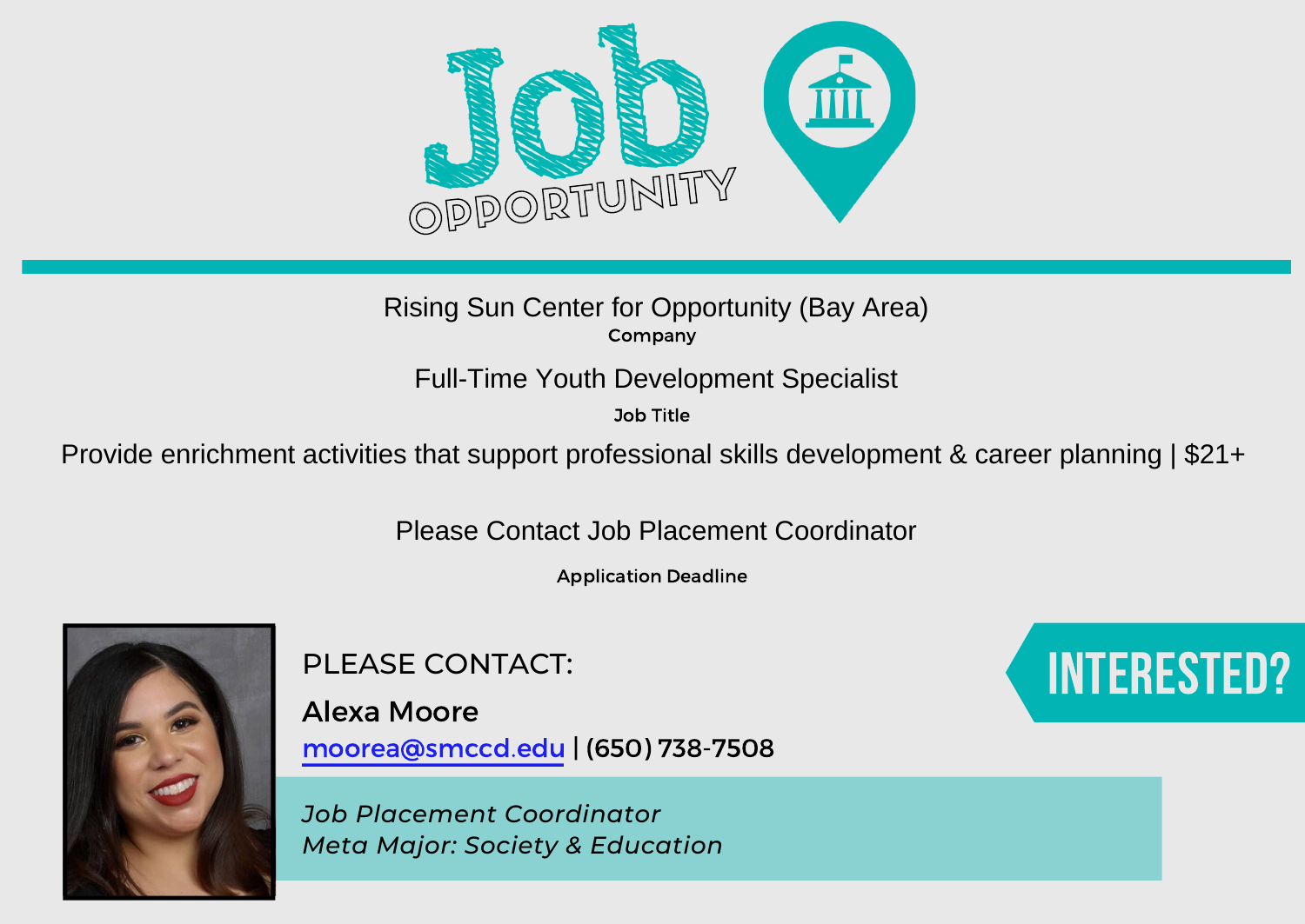# Job OPPORTUNITY

Rising Sun Center for Opportunity (Bay Area)

**Company**

Full-Time Youth Development Specialist

**Job Title**

Provide enrichment activities that support professional skills development & career planning | $21+

Please Contact Job Placement Coordinator

**Application Deadline**

PLEASE CONTACT:

**Alexa Moore**

moorea@smccd.edu | (650) 738-7508

*Job Placement Coordinator*
*Meta Major: Society & Education*

INTERESTED?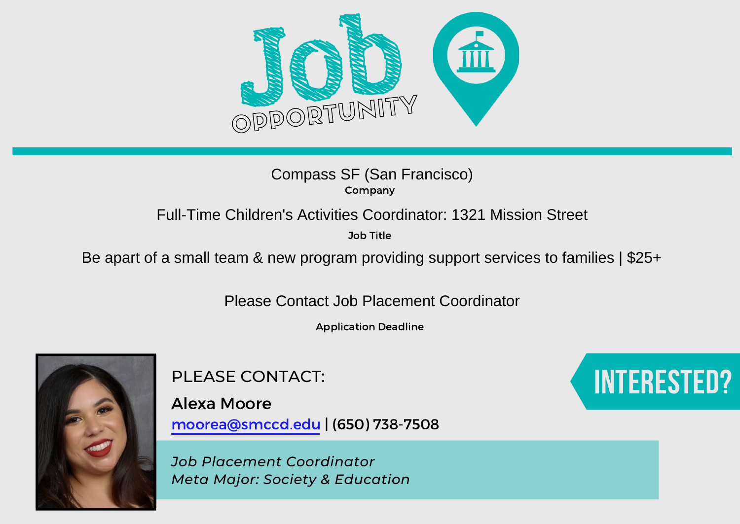# Job OPPORTUNITY

Compass SF (San Francisco)

**Company**

Full-Time Children's Activities Coordinator: 1321 Mission Street

**Job Title**

Be apart of a small team & new program providing support services to families | $25+

Please Contact Job Placement Coordinator

**Application Deadline**

PLEASE CONTACT:

**Alexa Moore**

moorea@smccd.edu | (650) 738-7508

*Job Placement Coordinator*
*Meta Major: Society & Education*

**INTERESTED?**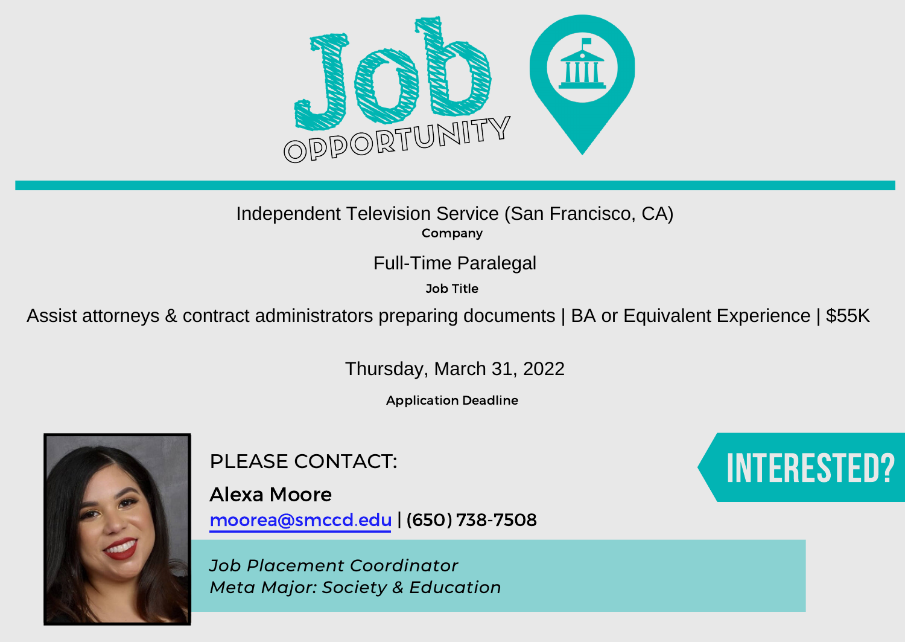# Job OPPORTUNITY

Independent Television Service (San Francisco, CA)

**Company**

Full-Time Paralegal

**Job Title**

Assist attorneys & contract administrators preparing documents | BA or Equivalent Experience | $55K

Thursday, March 31, 2022

**Application Deadline**

INTERESTED?

PLEASE CONTACT:

**Alexa Moore**

moorea@smccd.edu | (650) 738-7508

*Job Placement Coordinator*
*Meta Major: Society & Education*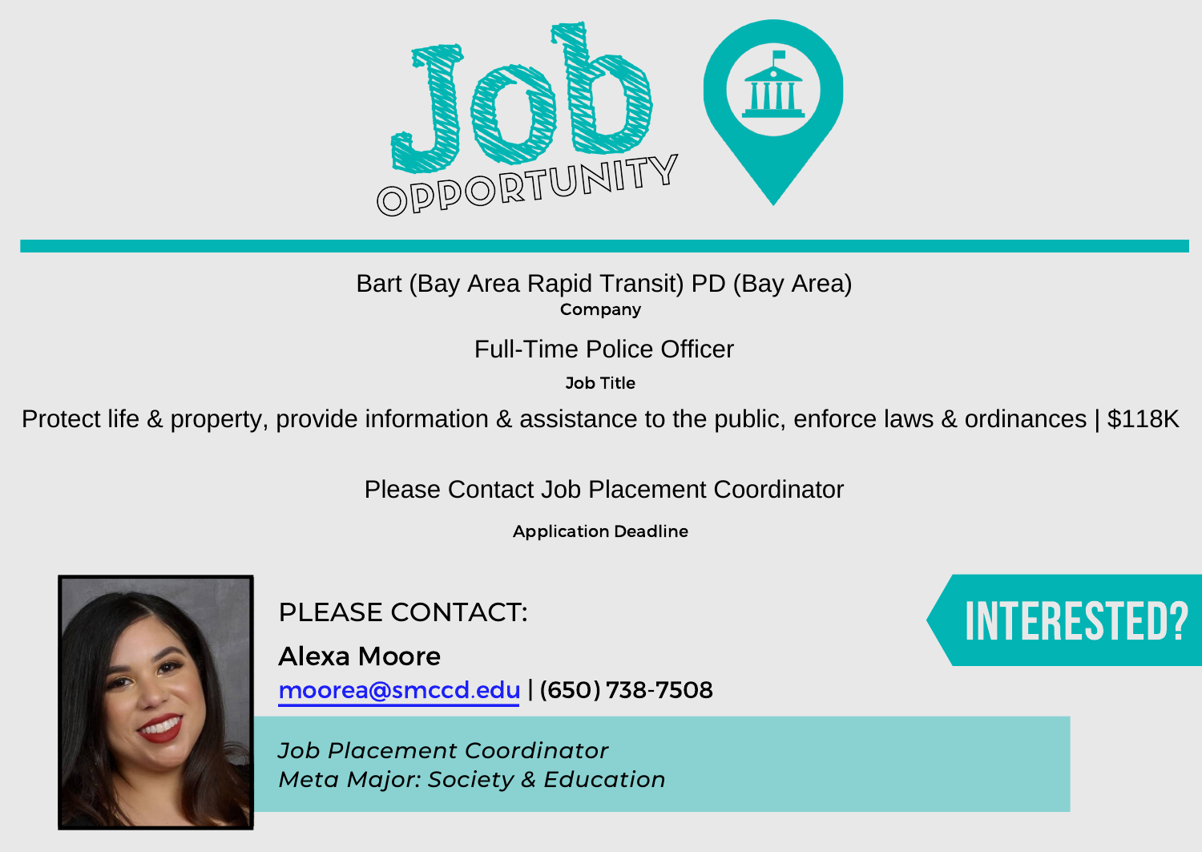# Job OPPORTUNITY

Bart (Bay Area Rapid Transit) PD (Bay Area)

Company

Full-Time Police Officer

Job Title

Protect life & property, provide information & assistance to the public, enforce laws & ordinances | $118K

Please Contact Job Placement Coordinator

Application Deadline

PLEASE CONTACT:

**Alexa Moore**

moorea@smccd.edu | (650) 738-7508

*Job Placement Coordinator*
*Meta Major: Society & Education*

INTERESTED?